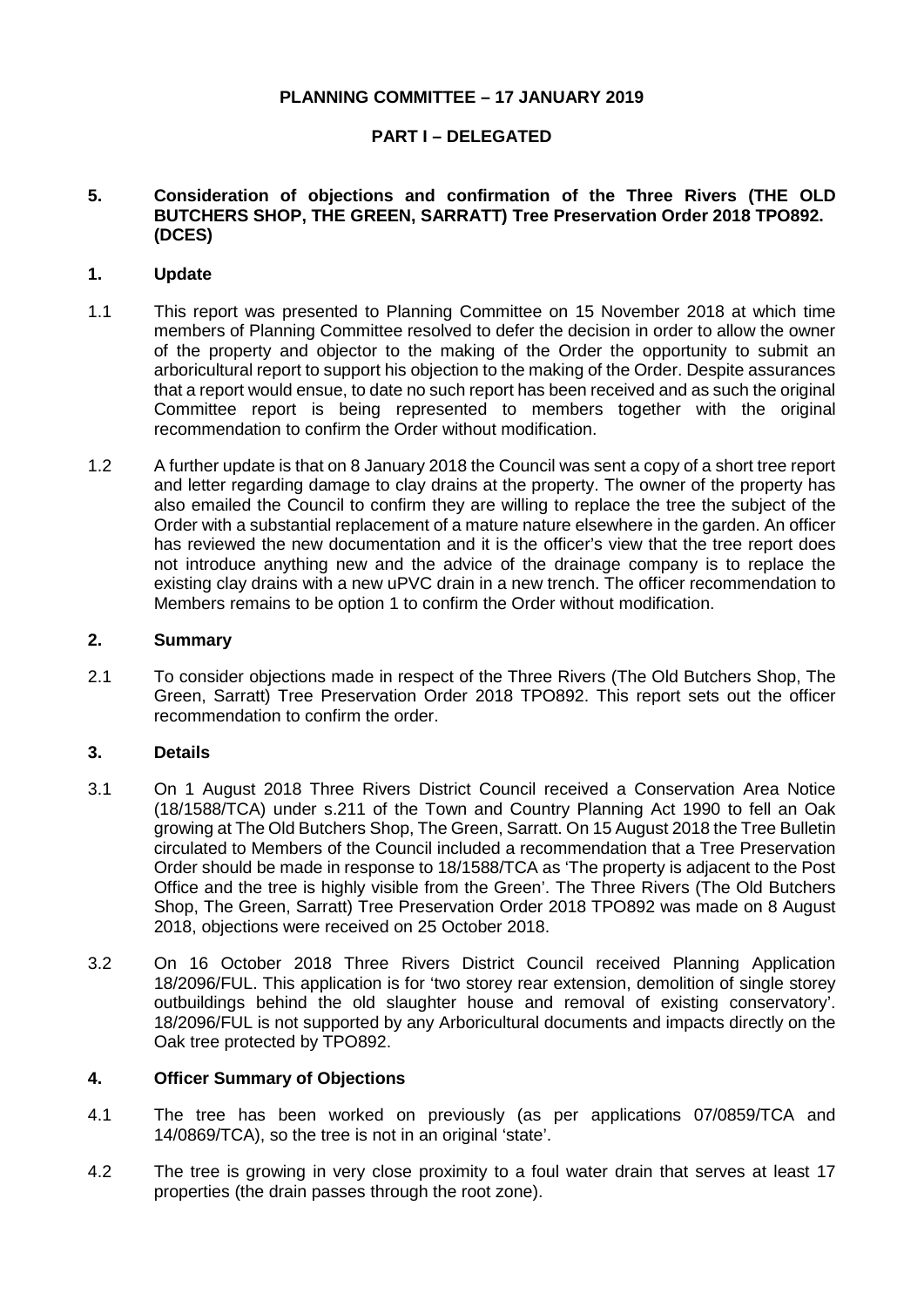**PLANNING COMMITTEE – 17 JANUARY 2019**

**PART I – DELEGATED**

**5. Consideration of objections and confirmation of the Three Rivers (THE OLD BUTCHERS SHOP, THE GREEN, SARRATT) Tree Preservation Order 2018 TPO892. (DCES)**

**1. Update**

1.1 This report was presented to Planning Committee on 15 November 2018 at which time members of Planning Committee resolved to defer the decision in order to allow the owner of the property and objector to the making of the Order the opportunity to submit an arboricultural report to support his objection to the making of the Order. Despite assurances that a report would ensue, to date no such report has been received and as such the original Committee report is being represented to members together with the original recommendation to confirm the Order without modification.

1.2 A further update is that on 8 January 2018 the Council was sent a copy of a short tree report and letter regarding damage to clay drains at the property. The owner of the property has also emailed the Council to confirm they are willing to replace the tree the subject of the Order with a substantial replacement of a mature nature elsewhere in the garden. An officer has reviewed the new documentation and it is the officer's view that the tree report does not introduce anything new and the advice of the drainage company is to replace the existing clay drains with a new uPVC drain in a new trench. The officer recommendation to Members remains to be option 1 to confirm the Order without modification.

**2. Summary**

2.1 To consider objections made in respect of the Three Rivers (The Old Butchers Shop, The Green, Sarratt) Tree Preservation Order 2018 TPO892. This report sets out the officer recommendation to confirm the order.

**3. Details**

3.1 On 1 August 2018 Three Rivers District Council received a Conservation Area Notice (18/1588/TCA) under s.211 of the Town and Country Planning Act 1990 to fell an Oak growing at The Old Butchers Shop, The Green, Sarratt. On 15 August 2018 the Tree Bulletin circulated to Members of the Council included a recommendation that a Tree Preservation Order should be made in response to 18/1588/TCA as 'The property is adjacent to the Post Office and the tree is highly visible from the Green'. The Three Rivers (The Old Butchers Shop, The Green, Sarratt) Tree Preservation Order 2018 TPO892 was made on 8 August 2018, objections were received on 25 October 2018.

3.2 On 16 October 2018 Three Rivers District Council received Planning Application 18/2096/FUL. This application is for 'two storey rear extension, demolition of single storey outbuildings behind the old slaughter house and removal of existing conservatory'. 18/2096/FUL is not supported by any Arboricultural documents and impacts directly on the Oak tree protected by TPO892.

**4. Officer Summary of Objections**

4.1 The tree has been worked on previously (as per applications 07/0859/TCA and 14/0869/TCA), so the tree is not in an original 'state'.

4.2 The tree is growing in very close proximity to a foul water drain that serves at least 17 properties (the drain passes through the root zone).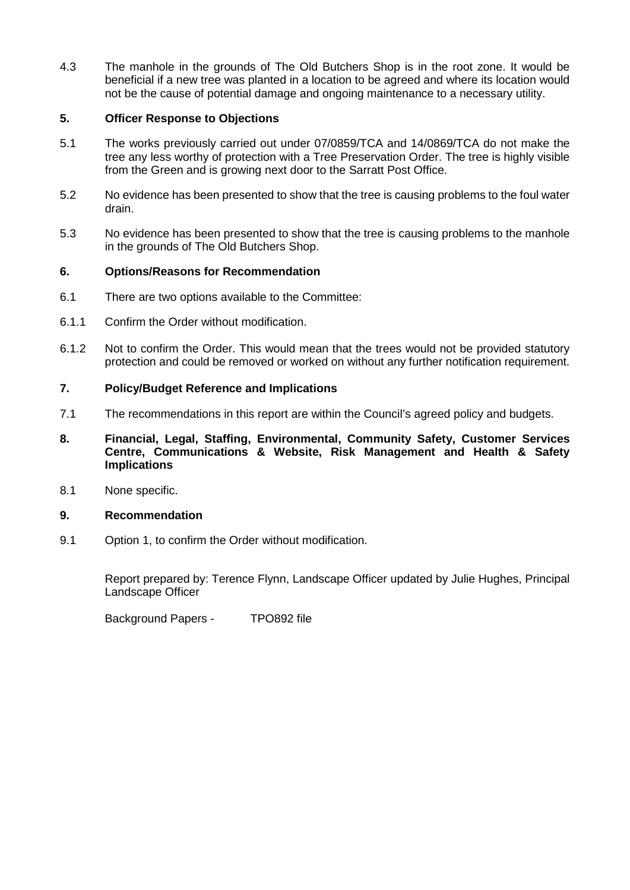4.3 The manhole in the grounds of The Old Butchers Shop is in the root zone. It would be beneficial if a new tree was planted in a location to be agreed and where its location would not be the cause of potential damage and ongoing maintenance to a necessary utility.

## 5. Officer Response to Objections

5.1 The works previously carried out under 07/0859/TCA and 14/0869/TCA do not make the tree any less worthy of protection with a Tree Preservation Order. The tree is highly visible from the Green and is growing next door to the Sarratt Post Office.

5.2 No evidence has been presented to show that the tree is causing problems to the foul water drain.

5.3 No evidence has been presented to show that the tree is causing problems to the manhole in the grounds of The Old Butchers Shop.

## 6. Options/Reasons for Recommendation

6.1 There are two options available to the Committee:

6.1.1 Confirm the Order without modification.

6.1.2 Not to confirm the Order. This would mean that the trees would not be provided statutory protection and could be removed or worked on without any further notification requirement.

## 7. Policy/Budget Reference and Implications

7.1 The recommendations in this report are within the Council's agreed policy and budgets.

## 8. Financial, Legal, Staffing, Environmental, Community Safety, Customer Services Centre, Communications & Website, Risk Management and Health & Safety Implications

8.1 None specific.

## 9. Recommendation

9.1 Option 1, to confirm the Order without modification.

Report prepared by: Terence Flynn, Landscape Officer updated by Julie Hughes, Principal Landscape Officer

Background Papers - TPO892 file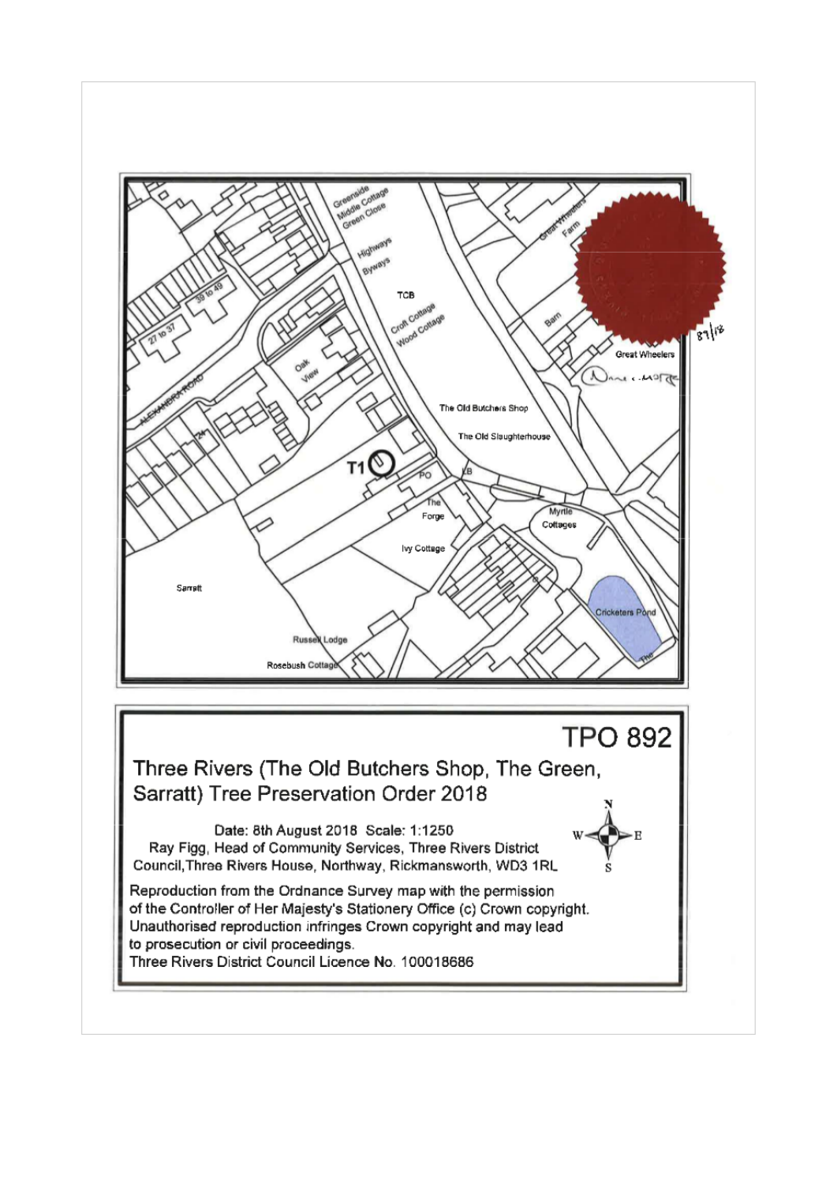Greenside
Middle Cottage
Green Close
Highways
Byways
TCB
Croft Cottage
Wood Cottage
Great Wheelers Farm
Barn
Great Wheelers
39 to 49
27 to 37
ALEXANDRA ROAD
Oak View
The Old Butchers Shop
The Old Slaughterhouse
T1
PO
LB
The Forge
Myrtle Cottages
Ivy Cottage
Sarratt
Cricketers Pond
Russell Lodge
Rosebush Cottage

87/18

# TPO 892

## Three Rivers (The Old Butchers Shop, The Green, Sarratt) Tree Preservation Order 2018

Date: 8th August 2018 Scale: 1:1250

Ray Figg, Head of Community Services, Three Rivers District Council, Three Rivers House, Northway, Rickmansworth, WD3 1RL

N
W E
S

Reproduction from the Ordnance Survey map with the permission of the Controller of Her Majesty's Stationery Office (c) Crown copyright. Unauthorised reproduction infringes Crown copyright and may lead to prosecution or civil proceedings.

Three Rivers District Council Licence No. 100018686